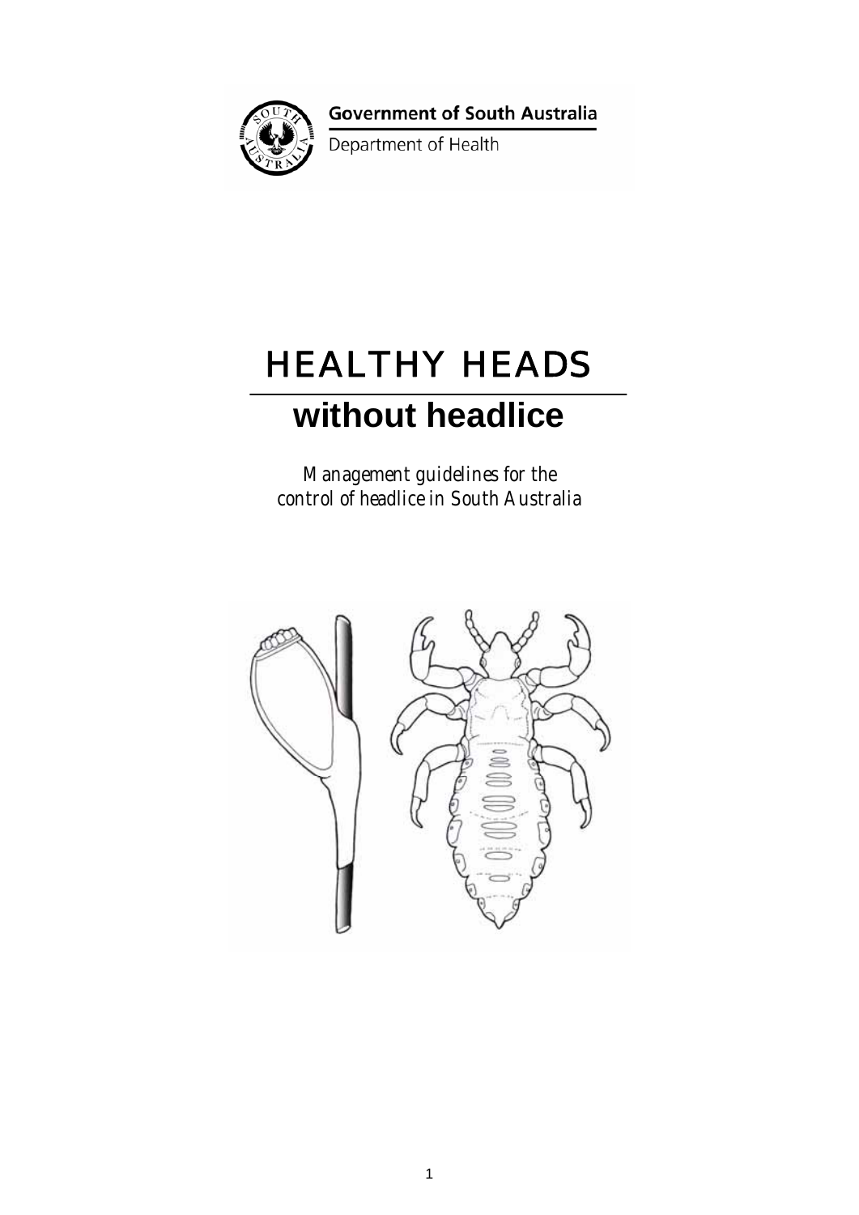Government of South Australia

Department of Health

# HEALTHY HEADS

## without headlice

*Management guidelines for the control of headlice in South Australia*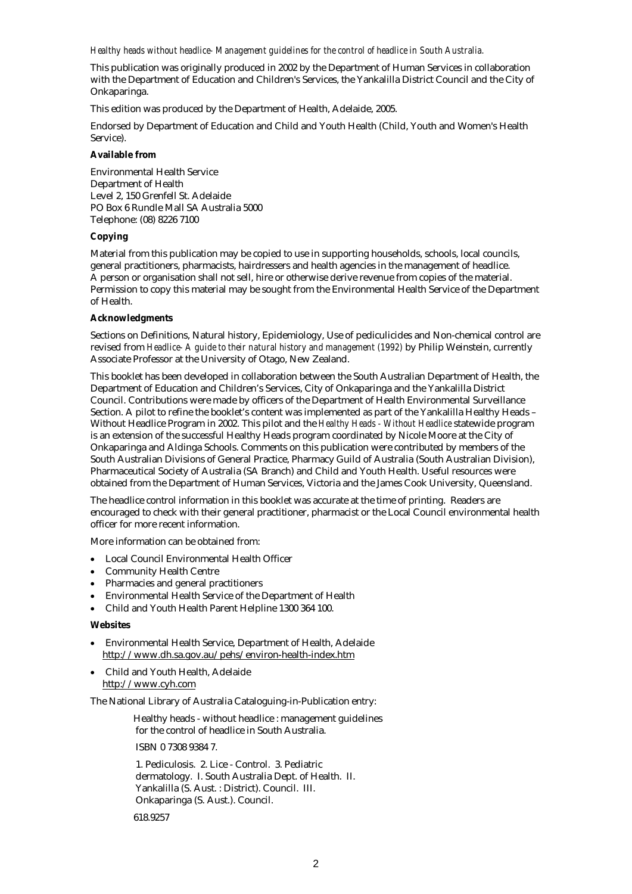*Healthy heads without headlice- Management guidelines for the control of headlice in South Australia.*

This publication was originally produced in 2002 by the Department of Human Services in collaboration with the Department of Education and Children's Services, the Yankalilla District Council and the City of Onkaparinga.

This edition was produced by the Department of Health, Adelaide, 2005.

Endorsed by Department of Education and Child and Youth Health (Child, Youth and Women's Health Service).

**Available from**

Environmental Health Service
Department of Health
Level 2, 150 Grenfell St. Adelaide
PO Box 6 Rundle Mall SA Australia 5000
Telephone: (08) 8226 7100

**Copying**

Material from this publication may be copied to use in supporting households, schools, local councils, general practitioners, pharmacists, hairdressers and health agencies in the management of headlice. A person or organisation shall not sell, hire or otherwise derive revenue from copies of the material. Permission to copy this material may be sought from the Environmental Health Service of the Department of Health.

**Acknowledgments**

Sections on Definitions, Natural history, Epidemiology, Use of pediculicides and Non-chemical control are revised from *Headlice- A guide to their natural history and management (1992)* by Philip Weinstein, currently Associate Professor at the University of Otago, New Zealand.

This booklet has been developed in collaboration between the South Australian Department of Health, the Department of Education and Children's Services, City of Onkaparinga and the Yankalilla District Council. Contributions were made by officers of the Department of Health Environmental Surveillance Section. A pilot to refine the booklet's content was implemented as part of the Yankalilla Healthy Heads – Without Headlice Program in 2002. This pilot and the *Healthy Heads - Without Headlice* statewide program is an extension of the successful Healthy Heads program coordinated by Nicole Moore at the City of Onkaparinga and Aldinga Schools. Comments on this publication were contributed by members of the South Australian Divisions of General Practice, Pharmacy Guild of Australia (South Australian Division), Pharmaceutical Society of Australia (SA Branch) and Child and Youth Health. Useful resources were obtained from the Department of Human Services, Victoria and the James Cook University, Queensland.

The headlice control information in this booklet was accurate at the time of printing. Readers are encouraged to check with their general practitioner, pharmacist or the Local Council environmental health officer for more recent information.

More information can be obtained from:

- Local Council Environmental Health Officer
- Community Health Centre
- Pharmacies and general practitioners
- Environmental Health Service of the Department of Health
- Child and Youth Health Parent Helpline 1300 364 100.

**Websites**

- Environmental Health Service, Department of Health, Adelaide
  http://www.dh.sa.gov.au/pehs/environ-health-index.htm
- Child and Youth Health, Adelaide
  http://www.cyh.com

The National Library of Australia Cataloguing-in-Publication entry:

Healthy heads - without headlice : management guidelines for the control of headlice in South Australia.

ISBN 0 7308 9384 7.

1. Pediculosis. 2. Lice - Control. 3. Pediatric dermatology. I. South Australia Dept. of Health. II. Yankalilla (S. Aust. : District). Council. III. Onkaparinga (S. Aust.). Council.

618.9257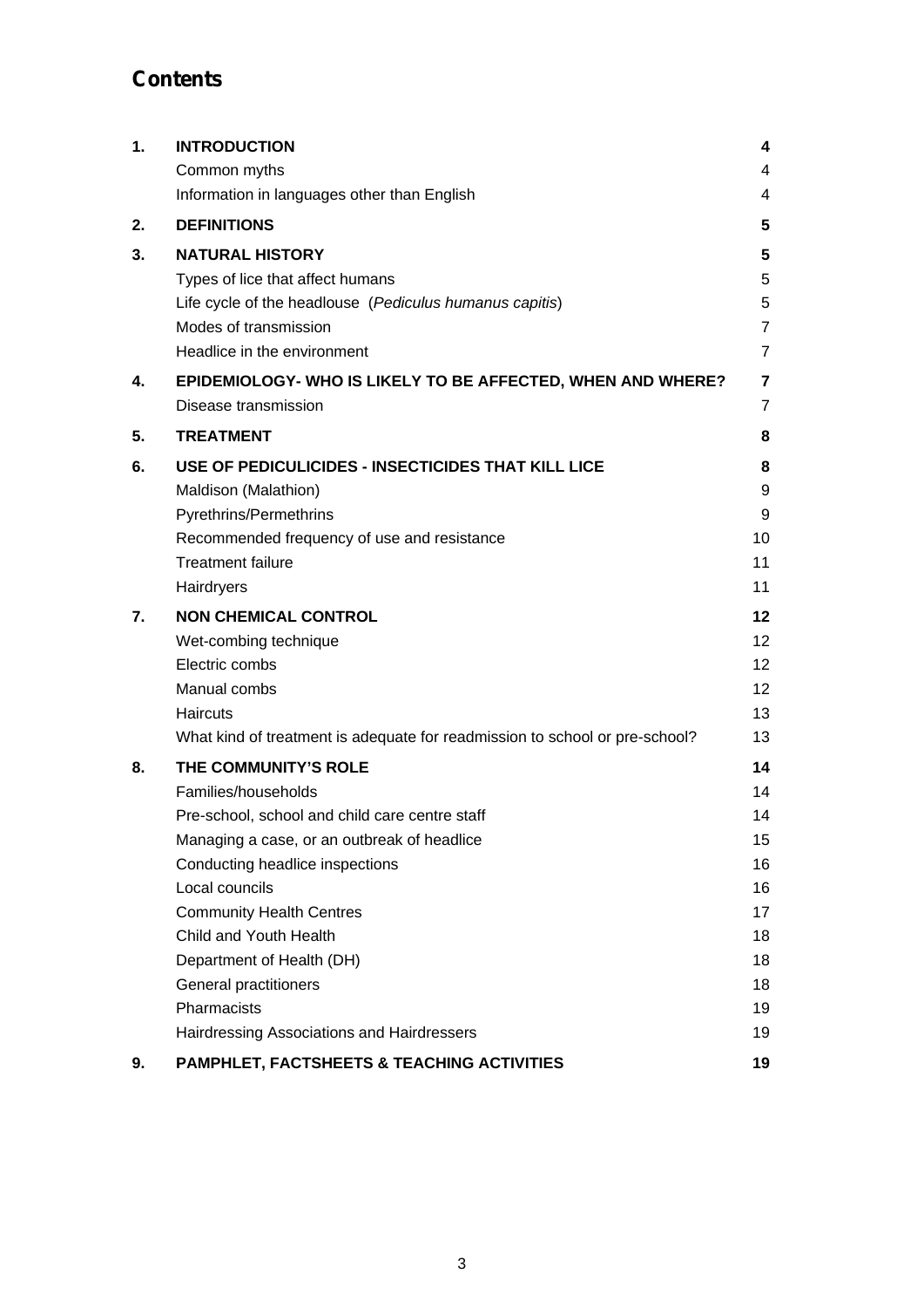# Contents

| | | |
|---|---|---|
| **1.** | **INTRODUCTION** | **4** |
| | Common myths | 4 |
| | Information in languages other than English | 4 |
| **2.** | **DEFINITIONS** | **5** |
| **3.** | **NATURAL HISTORY** | **5** |
| | Types of lice that affect humans | 5 |
| | Life cycle of the headlouse (*Pediculus humanus capitis*) | 5 |
| | Modes of transmission | 7 |
| | Headlice in the environment | 7 |
| **4.** | **EPIDEMIOLOGY- WHO IS LIKELY TO BE AFFECTED, WHEN AND WHERE?** | **7** |
| | Disease transmission | 7 |
| **5.** | **TREATMENT** | **8** |
| **6.** | **USE OF PEDICULICIDES - INSECTICIDES THAT KILL LICE** | **8** |
| | Maldison (Malathion) | 9 |
| | Pyrethrins/Permethrins | 9 |
| | Recommended frequency of use and resistance | 10 |
| | Treatment failure | 11 |
| | Hairdryers | 11 |
| **7.** | **NON CHEMICAL CONTROL** | **12** |
| | Wet-combing technique | 12 |
| | Electric combs | 12 |
| | Manual combs | 12 |
| | Haircuts | 13 |
| | What kind of treatment is adequate for readmission to school or pre-school? | 13 |
| **8.** | **THE COMMUNITY'S ROLE** | **14** |
| | Families/households | 14 |
| | Pre-school, school and child care centre staff | 14 |
| | Managing a case, or an outbreak of headlice | 15 |
| | Conducting headlice inspections | 16 |
| | Local councils | 16 |
| | Community Health Centres | 17 |
| | Child and Youth Health | 18 |
| | Department of Health (DH) | 18 |
| | General practitioners | 18 |
| | Pharmacists | 19 |
| | Hairdressing Associations and Hairdressers | 19 |
| **9.** | **PAMPHLET, FACTSHEETS & TEACHING ACTIVITIES** | **19** |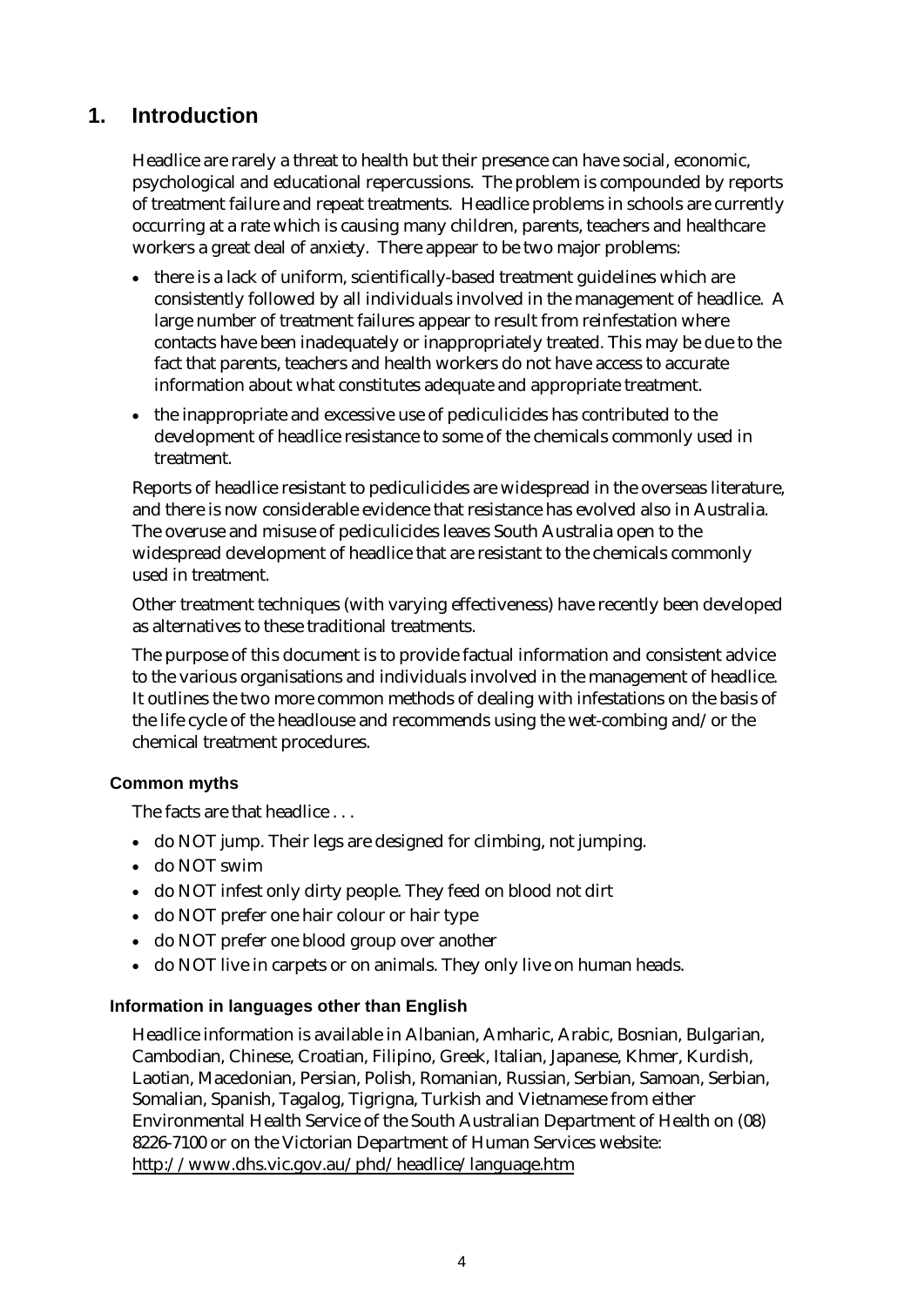# 1. Introduction

Headlice are rarely a threat to health but their presence can have social, economic, psychological and educational repercussions. The problem is compounded by reports of treatment failure and repeat treatments. Headlice problems in schools are currently occurring at a rate which is causing many children, parents, teachers and healthcare workers a great deal of anxiety. There appear to be two major problems:

- there is a lack of uniform, scientifically-based treatment guidelines which are consistently followed by all individuals involved in the management of headlice. A large number of treatment failures appear to result from reinfestation where contacts have been inadequately or inappropriately treated. This may be due to the fact that parents, teachers and health workers do not have access to accurate information about what constitutes adequate and appropriate treatment.
- the inappropriate and excessive use of pediculicides has contributed to the development of headlice resistance to some of the chemicals commonly used in treatment.

Reports of headlice resistant to pediculicides are widespread in the overseas literature, and there is now considerable evidence that resistance has evolved also in Australia. The overuse and misuse of pediculicides leaves South Australia open to the widespread development of headlice that are resistant to the chemicals commonly used in treatment.

Other treatment techniques (with varying effectiveness) have recently been developed as alternatives to these traditional treatments.

The purpose of this document is to provide factual information and consistent advice to the various organisations and individuals involved in the management of headlice. It outlines the two more common methods of dealing with infestations on the basis of the life cycle of the headlouse and recommends using the wet-combing and/or the chemical treatment procedures.

### Common myths

The facts are that headlice . . .

- do NOT jump. Their legs are designed for climbing, not jumping.
- do NOT swim
- do NOT infest only dirty people. They feed on blood not dirt
- do NOT prefer one hair colour or hair type
- do NOT prefer one blood group over another
- do NOT live in carpets or on animals. They only live on human heads.

### Information in languages other than English

Headlice information is available in Albanian, Amharic, Arabic, Bosnian, Bulgarian, Cambodian, Chinese, Croatian, Filipino, Greek, Italian, Japanese, Khmer, Kurdish, Laotian, Macedonian, Persian, Polish, Romanian, Russian, Serbian, Samoan, Serbian, Somalian, Spanish, Tagalog, Tigrigna, Turkish and Vietnamese from either Environmental Health Service of the South Australian Department of Health on (08) 8226-7100 or on the Victorian Department of Human Services website: http://www.dhs.vic.gov.au/phd/headlice/language.htm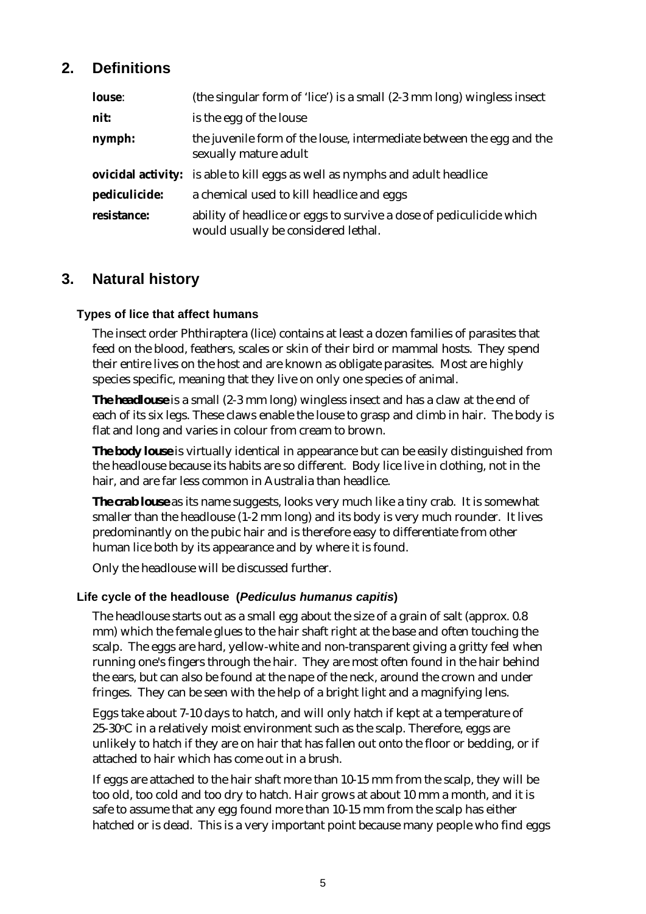## 2. Definitions

| | |
|---|---|
| **louse**: | (the singular form of 'lice') is a small (2-3 mm long) wingless insect |
| **nit:** | is the egg of the louse |
| **nymph:** | the juvenile form of the louse, intermediate between the egg and the sexually mature adult |
| **ovicidal activity:** | is able to kill eggs as well as nymphs and adult headlice |
| **pediculicide:** | a chemical used to kill headlice and eggs |
| **resistance:** | ability of headlice or eggs to survive a dose of pediculicide which would usually be considered lethal. |

## 3. Natural history

### Types of lice that affect humans

The insect order Phthiraptera (lice) contains at least a dozen families of parasites that feed on the blood, feathers, scales or skin of their bird or mammal hosts. They spend their entire lives on the host and are known as obligate parasites. Most are highly species specific, meaning that they live on only one species of animal.

**The headlouse** is a small (2-3 mm long) wingless insect and has a claw at the end of each of its six legs. These claws enable the louse to grasp and climb in hair. The body is flat and long and varies in colour from cream to brown.

**The body louse** is virtually identical in appearance but can be easily distinguished from the headlouse because its habits are so different. Body lice live in clothing, not in the hair, and are far less common in Australia than headlice.

**The crab louse** as its name suggests, looks very much like a tiny crab. It is somewhat smaller than the headlouse (1-2 mm long) and its body is very much rounder. It lives predominantly on the pubic hair and is therefore easy to differentiate from other human lice both by its appearance and by where it is found.

Only the headlouse will be discussed further.

### Life cycle of the headlouse (*Pediculus humanus capitis*)

The headlouse starts out as a small egg about the size of a grain of salt (approx. 0.8 mm) which the female glues to the hair shaft right at the base and often touching the scalp. The eggs are hard, yellow-white and non-transparent giving a gritty feel when running one's fingers through the hair. They are most often found in the hair behind the ears, but can also be found at the nape of the neck, around the crown and under fringes. They can be seen with the help of a bright light and a magnifying lens.

Eggs take about 7-10 days to hatch, and will only hatch if kept at a temperature of 25-30°C in a relatively moist environment such as the scalp. Therefore, eggs are unlikely to hatch if they are on hair that has fallen out onto the floor or bedding, or if attached to hair which has come out in a brush.

If eggs are attached to the hair shaft more than 10-15 mm from the scalp, they will be too old, too cold and too dry to hatch. Hair grows at about 10 mm a month, and it is safe to assume that any egg found more than 10-15 mm from the scalp has either hatched or is dead. This is a very important point because many people who find eggs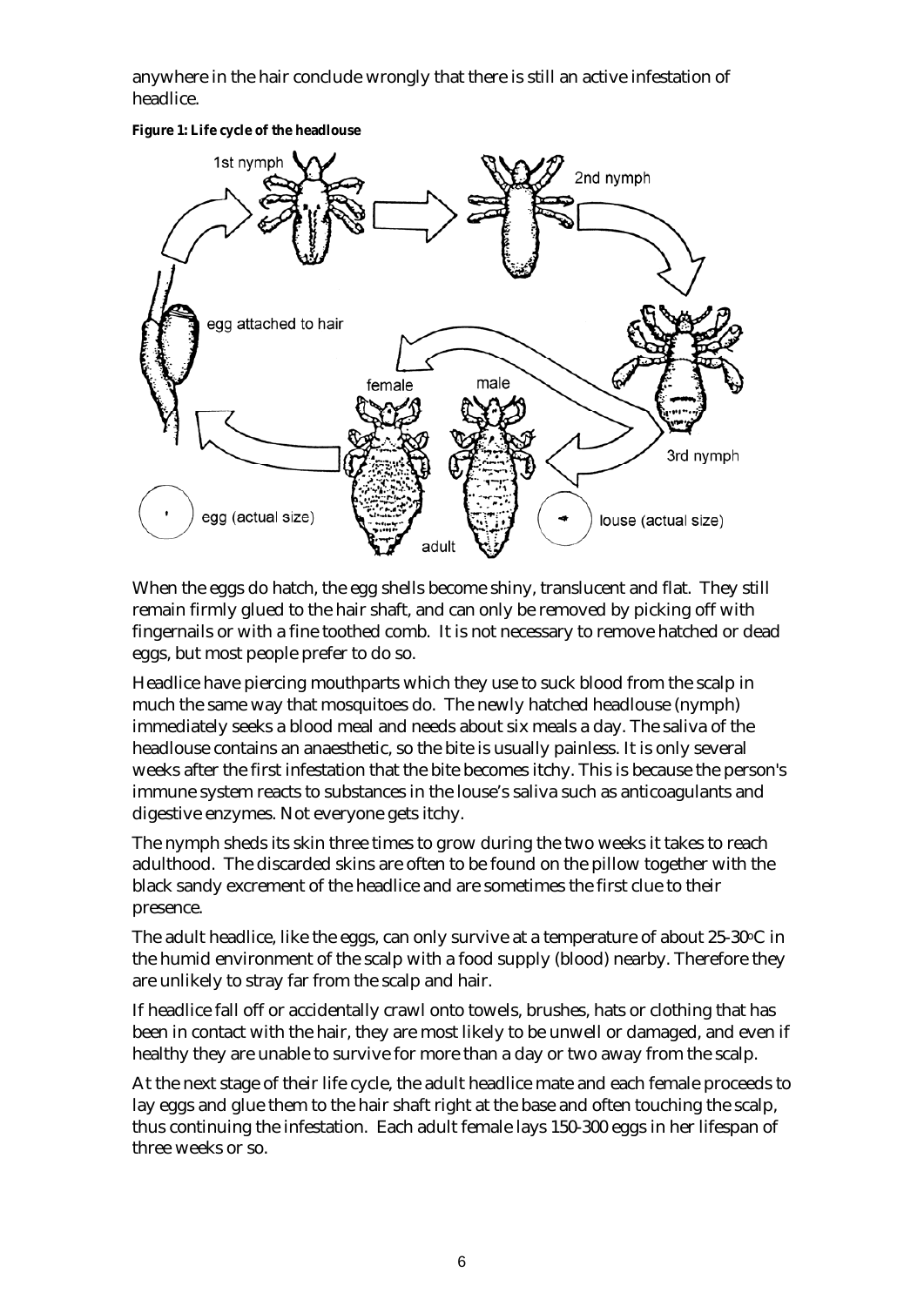anywhere in the hair conclude wrongly that there is still an active infestation of headlice.

**Figure 1: Life cycle of the headlouse**

When the eggs do hatch, the egg shells become shiny, translucent and flat. They still remain firmly glued to the hair shaft, and can only be removed by picking off with fingernails or with a fine toothed comb. It is not necessary to remove hatched or dead eggs, but most people prefer to do so.

Headlice have piercing mouthparts which they use to suck blood from the scalp in much the same way that mosquitoes do. The newly hatched headlouse (nymph) immediately seeks a blood meal and needs about six meals a day. The saliva of the headlouse contains an anaesthetic, so the bite is usually painless. It is only several weeks after the first infestation that the bite becomes itchy. This is because the person's immune system reacts to substances in the louse's saliva such as anticoagulants and digestive enzymes. Not everyone gets itchy.

The nymph sheds its skin three times to grow during the two weeks it takes to reach adulthood. The discarded skins are often to be found on the pillow together with the black sandy excrement of the headlice and are sometimes the first clue to their presence.

The adult headlice, like the eggs, can only survive at a temperature of about 25-30°C in the humid environment of the scalp with a food supply (blood) nearby. Therefore they are unlikely to stray far from the scalp and hair.

If headlice fall off or accidentally crawl onto towels, brushes, hats or clothing that has been in contact with the hair, they are most likely to be unwell or damaged, and even if healthy they are unable to survive for more than a day or two away from the scalp.

At the next stage of their life cycle, the adult headlice mate and each female proceeds to lay eggs and glue them to the hair shaft right at the base and often touching the scalp, thus continuing the infestation. Each adult female lays 150-300 eggs in her lifespan of three weeks or so.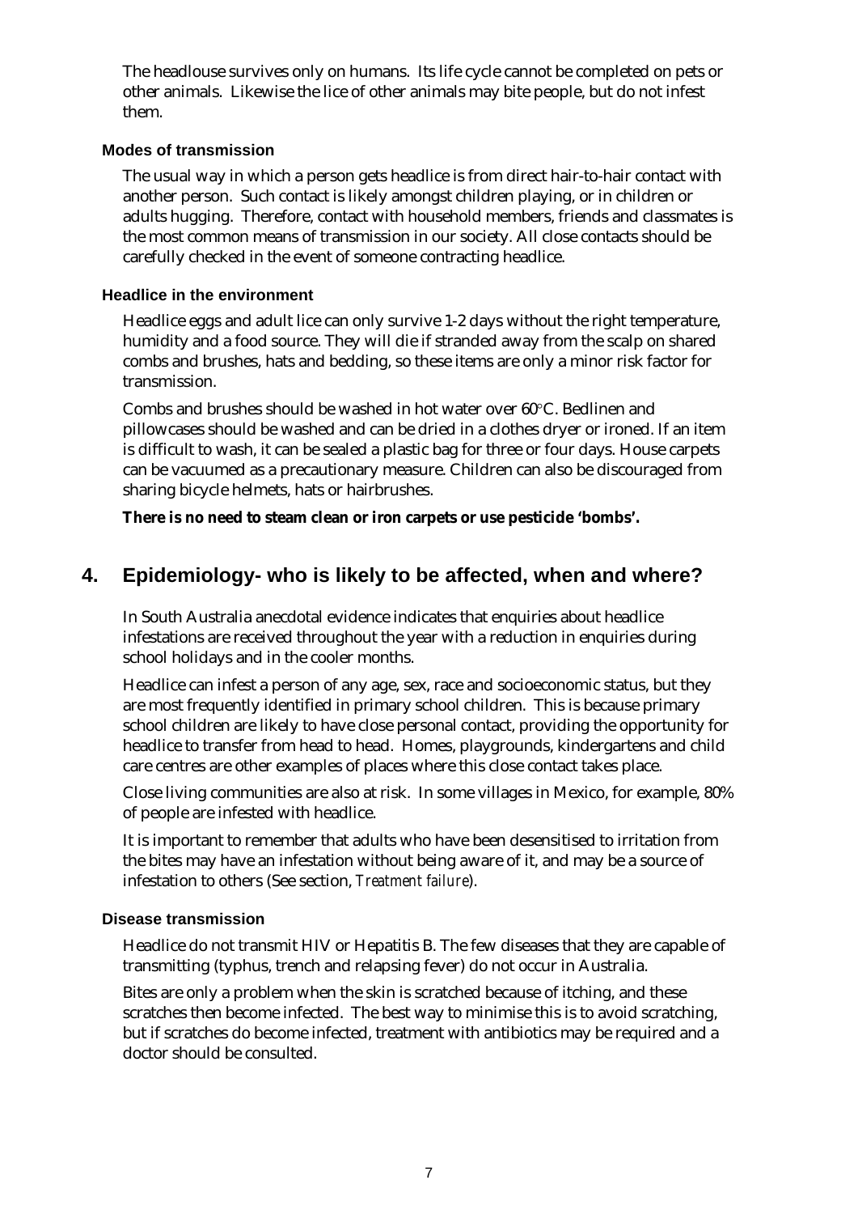The headlouse survives only on humans. Its life cycle cannot be completed on pets or other animals. Likewise the lice of other animals may bite people, but do not infest them.

### Modes of transmission

The usual way in which a person gets headlice is from direct hair-to-hair contact with another person. Such contact is likely amongst children playing, or in children or adults hugging. Therefore, contact with household members, friends and classmates is the most common means of transmission in our society. All close contacts should be carefully checked in the event of someone contracting headlice.

### Headlice in the environment

Headlice eggs and adult lice can only survive 1-2 days without the right temperature, humidity and a food source. They will die if stranded away from the scalp on shared combs and brushes, hats and bedding, so these items are only a minor risk factor for transmission.

Combs and brushes should be washed in hot water over 60°C. Bedlinen and pillowcases should be washed and can be dried in a clothes dryer or ironed. If an item is difficult to wash, it can be sealed a plastic bag for three or four days. House carpets can be vacuumed as a precautionary measure. Children can also be discouraged from sharing bicycle helmets, hats or hairbrushes.

**There is no need to steam clean or iron carpets or use pesticide 'bombs'.**

## 4. Epidemiology- who is likely to be affected, when and where?

In South Australia anecdotal evidence indicates that enquiries about headlice infestations are received throughout the year with a reduction in enquiries during school holidays and in the cooler months.

Headlice can infest a person of any age, sex, race and socioeconomic status, but they are most frequently identified in primary school children. This is because primary school children are likely to have close personal contact, providing the opportunity for headlice to transfer from head to head. Homes, playgrounds, kindergartens and child care centres are other examples of places where this close contact takes place.

Close living communities are also at risk. In some villages in Mexico, for example, 80% of people are infested with headlice.

It is important to remember that adults who have been desensitised to irritation from the bites may have an infestation without being aware of it, and may be a source of infestation to others (See section, *Treatment failure*).

### Disease transmission

Headlice do not transmit HIV or Hepatitis B. The few diseases that they are capable of transmitting (typhus, trench and relapsing fever) do not occur in Australia.

Bites are only a problem when the skin is scratched because of itching, and these scratches then become infected. The best way to minimise this is to avoid scratching, but if scratches do become infected, treatment with antibiotics may be required and a doctor should be consulted.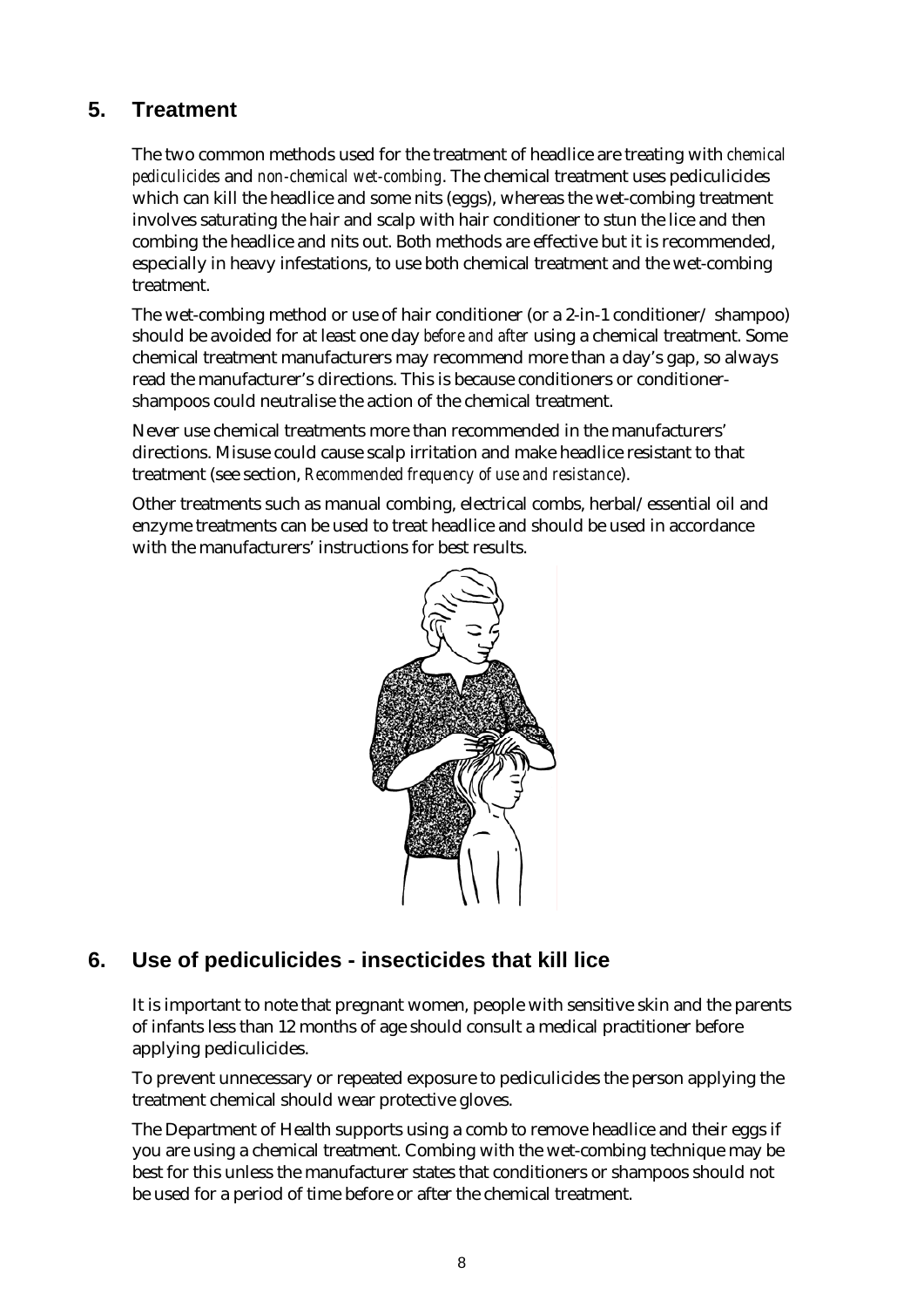## 5. Treatment

The two common methods used for the treatment of headlice are treating with *chemical pediculicides* and *non-chemical wet-combing*. The chemical treatment uses pediculicides which can kill the headlice and some nits (eggs), whereas the wet-combing treatment involves saturating the hair and scalp with hair conditioner to stun the lice and then combing the headlice and nits out. Both methods are effective but it is recommended, especially in heavy infestations, to use both chemical treatment and the wet-combing treatment.

The wet-combing method or use of hair conditioner (or a 2-in-1 conditioner/ shampoo) should be avoided for at least one day *before and after* using a chemical treatment. Some chemical treatment manufacturers may recommend more than a day's gap, so always read the manufacturer's directions. This is because conditioners or conditioner-shampoos could neutralise the action of the chemical treatment.

Never use chemical treatments more than recommended in the manufacturers' directions. Misuse could cause scalp irritation and make headlice resistant to that treatment (see section, *Recommended frequency of use and resistance*).

Other treatments such as manual combing, electrical combs, herbal/essential oil and enzyme treatments can be used to treat headlice and should be used in accordance with the manufacturers' instructions for best results.

## 6. Use of pediculicides - insecticides that kill lice

It is important to note that pregnant women, people with sensitive skin and the parents of infants less than 12 months of age should consult a medical practitioner before applying pediculicides.

To prevent unnecessary or repeated exposure to pediculicides the person applying the treatment chemical should wear protective gloves.

The Department of Health supports using a comb to remove headlice and their eggs if you are using a chemical treatment. Combing with the wet-combing technique may be best for this unless the manufacturer states that conditioners or shampoos should not be used for a period of time before or after the chemical treatment.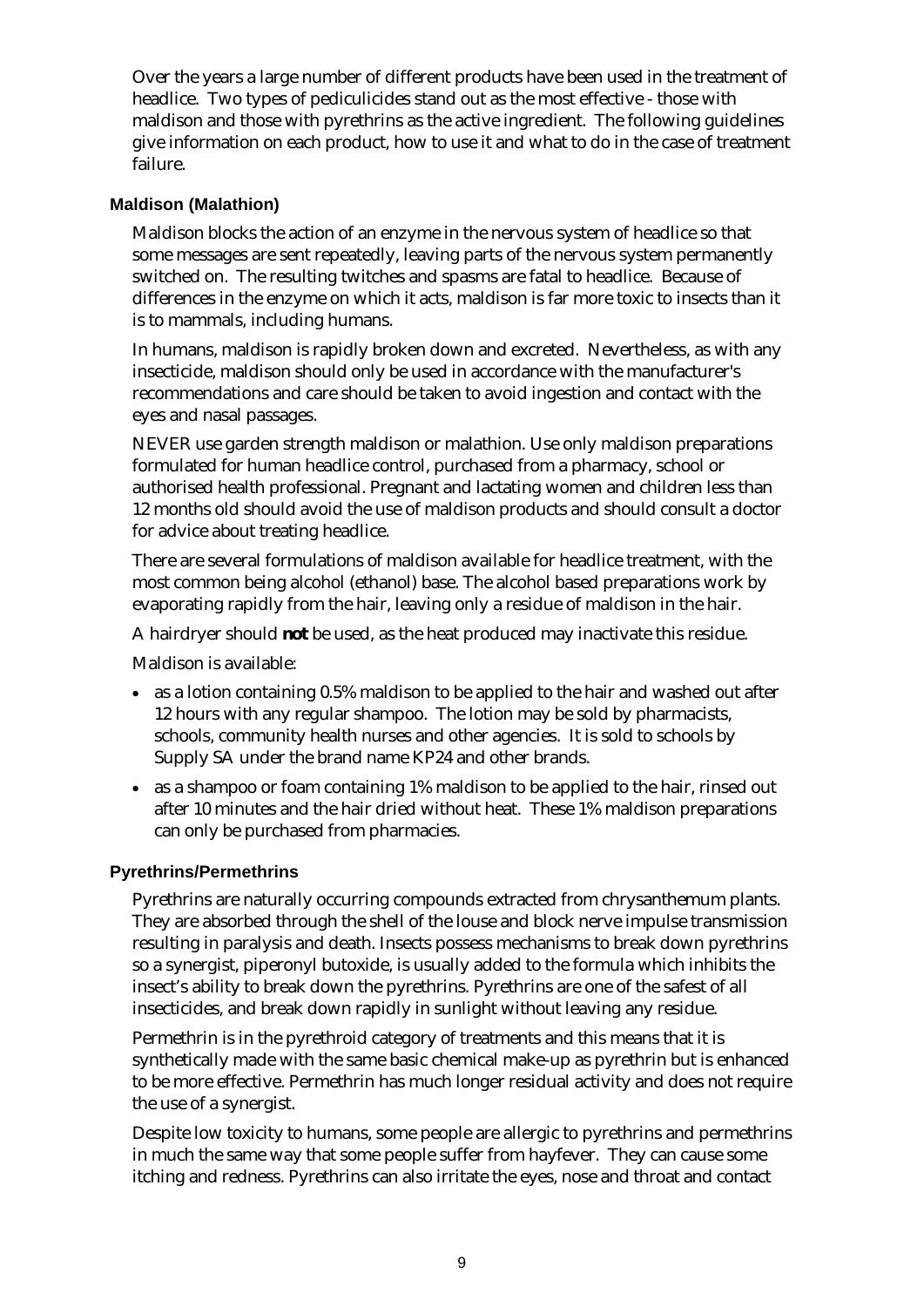Over the years a large number of different products have been used in the treatment of headlice. Two types of pediculicides stand out as the most effective - those with maldison and those with pyrethrins as the active ingredient. The following guidelines give information on each product, how to use it and what to do in the case of treatment failure.

### Maldison (Malathion)

Maldison blocks the action of an enzyme in the nervous system of headlice so that some messages are sent repeatedly, leaving parts of the nervous system permanently switched on. The resulting twitches and spasms are fatal to headlice. Because of differences in the enzyme on which it acts, maldison is far more toxic to insects than it is to mammals, including humans.

In humans, maldison is rapidly broken down and excreted. Nevertheless, as with any insecticide, maldison should only be used in accordance with the manufacturer's recommendations and care should be taken to avoid ingestion and contact with the eyes and nasal passages.

NEVER use garden strength maldison or malathion. Use only maldison preparations formulated for human headlice control, purchased from a pharmacy, school or authorised health professional. Pregnant and lactating women and children less than 12 months old should avoid the use of maldison products and should consult a doctor for advice about treating headlice.

There are several formulations of maldison available for headlice treatment, with the most common being alcohol (ethanol) base. The alcohol based preparations work by evaporating rapidly from the hair, leaving only a residue of maldison in the hair.

A hairdryer should ***not*** be used, as the heat produced may inactivate this residue.

Maldison is available:

- as a lotion containing 0.5% maldison to be applied to the hair and washed out after 12 hours with any regular shampoo. The lotion may be sold by pharmacists, schools, community health nurses and other agencies. It is sold to schools by Supply SA under the brand name KP24 and other brands.
- as a shampoo or foam containing 1% maldison to be applied to the hair, rinsed out after 10 minutes and the hair dried without heat. These 1% maldison preparations can only be purchased from pharmacies.

### Pyrethrins/Permethrins

Pyrethrins are naturally occurring compounds extracted from chrysanthemum plants. They are absorbed through the shell of the louse and block nerve impulse transmission resulting in paralysis and death. Insects possess mechanisms to break down pyrethrins so a synergist, piperonyl butoxide, is usually added to the formula which inhibits the insect's ability to break down the pyrethrins. Pyrethrins are one of the safest of all insecticides, and break down rapidly in sunlight without leaving any residue.

Permethrin is in the pyrethroid category of treatments and this means that it is synthetically made with the same basic chemical make-up as pyrethrin but is enhanced to be more effective. Permethrin has much longer residual activity and does not require the use of a synergist.

Despite low toxicity to humans, some people are allergic to pyrethrins and permethrins in much the same way that some people suffer from hayfever. They can cause some itching and redness. Pyrethrins can also irritate the eyes, nose and throat and contact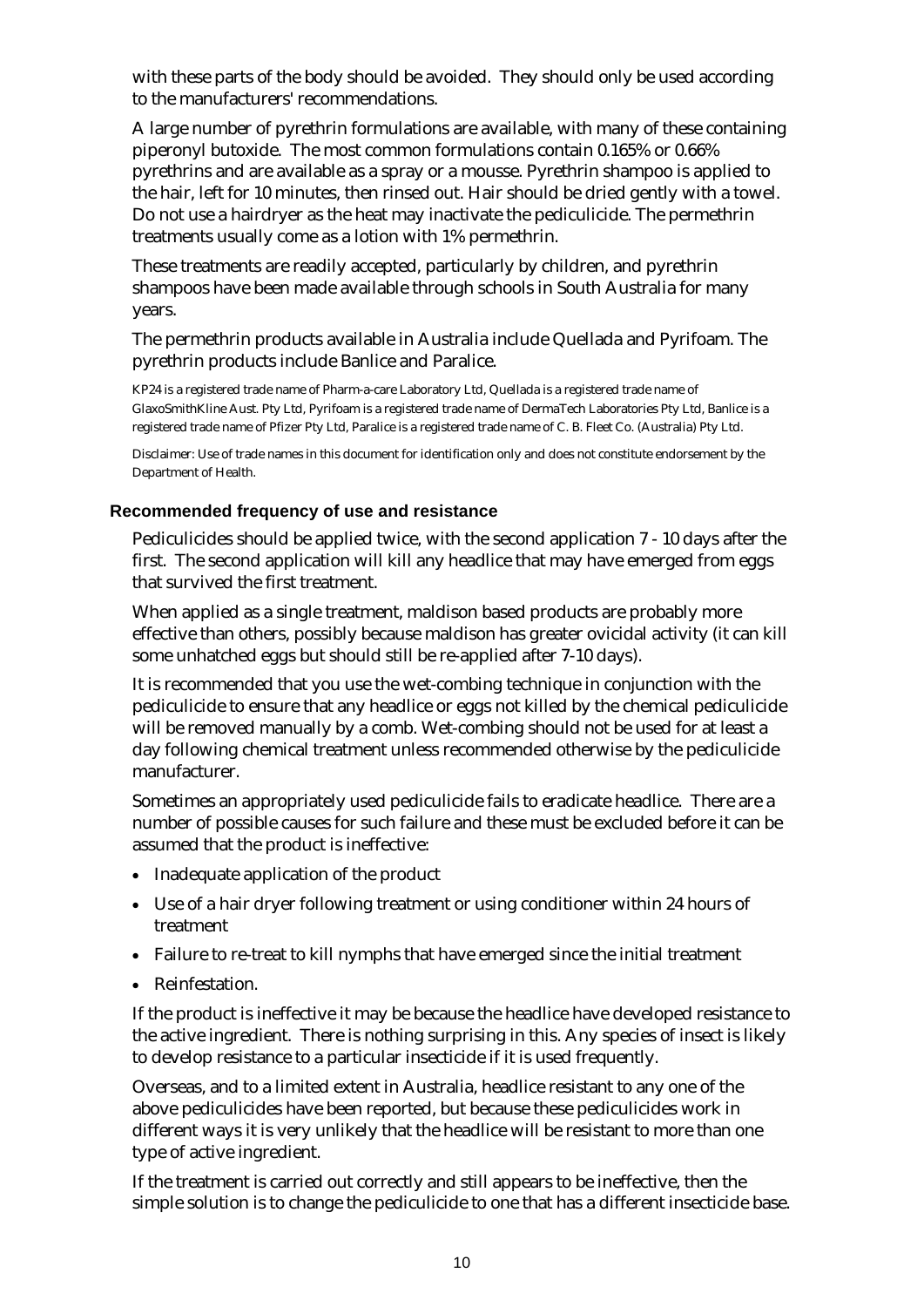with these parts of the body should be avoided. They should only be used according to the manufacturers' recommendations.

A large number of pyrethrin formulations are available, with many of these containing piperonyl butoxide. The most common formulations contain 0.165% or 0.66% pyrethrins and are available as a spray or a mousse. Pyrethrin shampoo is applied to the hair, left for 10 minutes, then rinsed out. Hair should be dried gently with a towel. Do not use a hairdryer as the heat may inactivate the pediculicide. The permethrin treatments usually come as a lotion with 1% permethrin.

These treatments are readily accepted, particularly by children, and pyrethrin shampoos have been made available through schools in South Australia for many years.

The permethrin products available in Australia include Quellada and Pyrifoam. The pyrethrin products include Banlice and Paralice.

KP24 is a registered trade name of Pharm-a-care Laboratory Ltd, Quellada is a registered trade name of GlaxoSmithKline Aust. Pty Ltd, Pyrifoam is a registered trade name of DermaTech Laboratories Pty Ltd, Banlice is a registered trade name of Pfizer Pty Ltd, Paralice is a registered trade name of C. B. Fleet Co. (Australia) Pty Ltd.

Disclaimer: Use of trade names in this document for identification only and does not constitute endorsement by the Department of Health.

#### Recommended frequency of use and resistance

Pediculicides should be applied twice, with the second application 7 - 10 days after the first. The second application will kill any headlice that may have emerged from eggs that survived the first treatment.

When applied as a single treatment, maldison based products are probably more effective than others, possibly because maldison has greater ovicidal activity (it can kill some unhatched eggs but should still be re-applied after 7-10 days).

It is recommended that you use the wet-combing technique in conjunction with the pediculicide to ensure that any headlice or eggs not killed by the chemical pediculicide will be removed manually by a comb. Wet-combing should not be used for at least a day following chemical treatment unless recommended otherwise by the pediculicide manufacturer.

Sometimes an appropriately used pediculicide fails to eradicate headlice. There are a number of possible causes for such failure and these must be excluded before it can be assumed that the product is ineffective:

- Inadequate application of the product
- Use of a hair dryer following treatment or using conditioner within 24 hours of treatment
- Failure to re-treat to kill nymphs that have emerged since the initial treatment
- Reinfestation.

If the product is ineffective it may be because the headlice have developed resistance to the active ingredient. There is nothing surprising in this. Any species of insect is likely to develop resistance to a particular insecticide if it is used frequently.

Overseas, and to a limited extent in Australia, headlice resistant to any one of the above pediculicides have been reported, but because these pediculicides work in different ways it is very unlikely that the headlice will be resistant to more than one type of active ingredient.

If the treatment is carried out correctly and still appears to be ineffective, then the simple solution is to change the pediculicide to one that has a different insecticide base.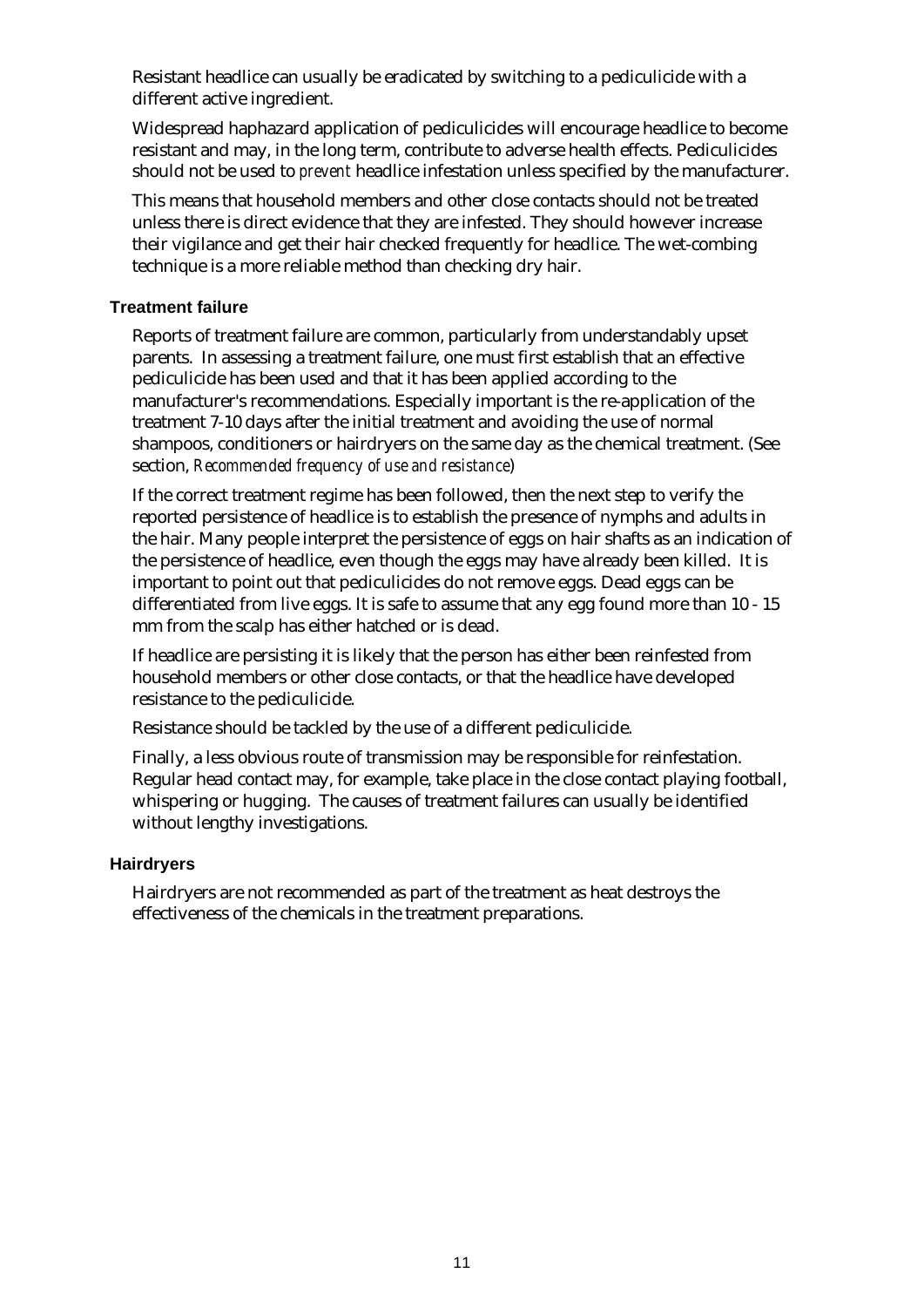Resistant headlice can usually be eradicated by switching to a pediculicide with a different active ingredient.

Widespread haphazard application of pediculicides will encourage headlice to become resistant and may, in the long term, contribute to adverse health effects. Pediculicides should not be used to *prevent* headlice infestation unless specified by the manufacturer.

This means that household members and other close contacts should not be treated unless there is direct evidence that they are infested. They should however increase their vigilance and get their hair checked frequently for headlice. The wet-combing technique is a more reliable method than checking dry hair.

### Treatment failure

Reports of treatment failure are common, particularly from understandably upset parents. In assessing a treatment failure, one must first establish that an effective pediculicide has been used and that it has been applied according to the manufacturer's recommendations. Especially important is the re-application of the treatment 7-10 days after the initial treatment and avoiding the use of normal shampoos, conditioners or hairdryers on the same day as the chemical treatment. (See section, *Recommended frequency of use and resistance*)

If the correct treatment regime has been followed, then the next step to verify the reported persistence of headlice is to establish the presence of nymphs and adults in the hair. Many people interpret the persistence of eggs on hair shafts as an indication of the persistence of headlice, even though the eggs may have already been killed. It is important to point out that pediculicides do not remove eggs. Dead eggs can be differentiated from live eggs. It is safe to assume that any egg found more than 10 - 15 mm from the scalp has either hatched or is dead.

If headlice are persisting it is likely that the person has either been reinfested from household members or other close contacts, or that the headlice have developed resistance to the pediculicide.

Resistance should be tackled by the use of a different pediculicide.

Finally, a less obvious route of transmission may be responsible for reinfestation. Regular head contact may, for example, take place in the close contact playing football, whispering or hugging. The causes of treatment failures can usually be identified without lengthy investigations.

### Hairdryers

Hairdryers are not recommended as part of the treatment as heat destroys the effectiveness of the chemicals in the treatment preparations.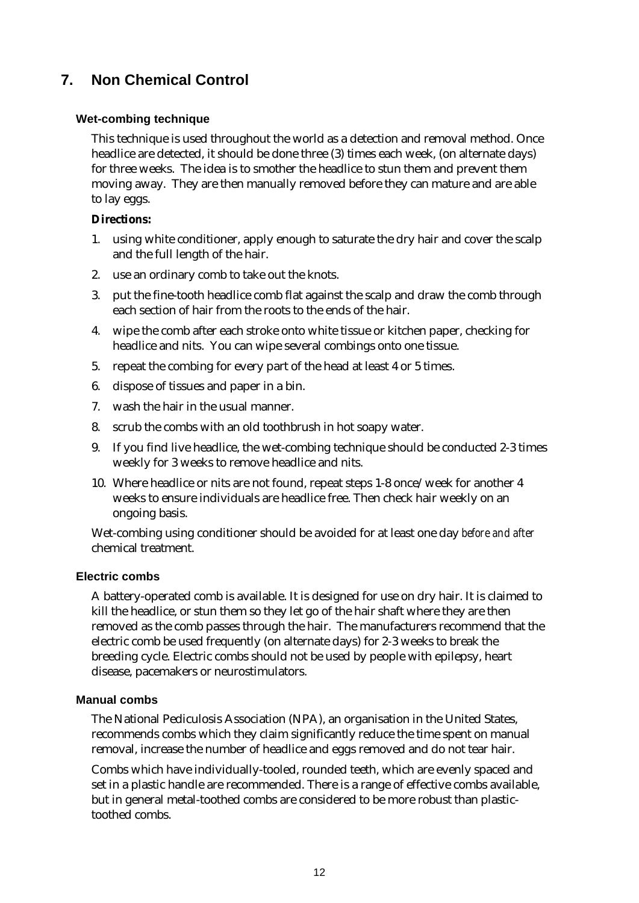## 7. Non Chemical Control

### Wet-combing technique

This technique is used throughout the world as a detection and removal method. Once headlice are detected, it should be done three (3) times each week, (on alternate days) for three weeks. The idea is to smother the headlice to stun them and prevent them moving away. They are then manually removed before they can mature and are able to lay eggs.

**Directions:**

1. using white conditioner, apply enough to saturate the dry hair and cover the scalp and the full length of the hair.
2. use an ordinary comb to take out the knots.
3. put the fine-tooth headlice comb flat against the scalp and draw the comb through each section of hair from the roots to the ends of the hair.
4. wipe the comb after each stroke onto white tissue or kitchen paper, checking for headlice and nits. You can wipe several combings onto one tissue.
5. repeat the combing for every part of the head at least 4 or 5 times.
6. dispose of tissues and paper in a bin.
7. wash the hair in the usual manner.
8. scrub the combs with an old toothbrush in hot soapy water.
9. If you find live headlice, the wet-combing technique should be conducted 2-3 times weekly for 3 weeks to remove headlice and nits.
10. Where headlice or nits are not found, repeat steps 1-8 once/week for another 4 weeks to ensure individuals are headlice free. Then check hair weekly on an ongoing basis.

Wet-combing using conditioner should be avoided for at least one day *before and after* chemical treatment.

### Electric combs

A battery-operated comb is available. It is designed for use on dry hair. It is claimed to kill the headlice, or stun them so they let go of the hair shaft where they are then removed as the comb passes through the hair. The manufacturers recommend that the electric comb be used frequently (on alternate days) for 2-3 weeks to break the breeding cycle. Electric combs should not be used by people with epilepsy, heart disease, pacemakers or neurostimulators.

### Manual combs

The National Pediculosis Association (NPA), an organisation in the United States, recommends combs which they claim significantly reduce the time spent on manual removal, increase the number of headlice and eggs removed and do not tear hair.

Combs which have individually-tooled, rounded teeth, which are evenly spaced and set in a plastic handle are recommended. There is a range of effective combs available, but in general metal-toothed combs are considered to be more robust than plastic-toothed combs.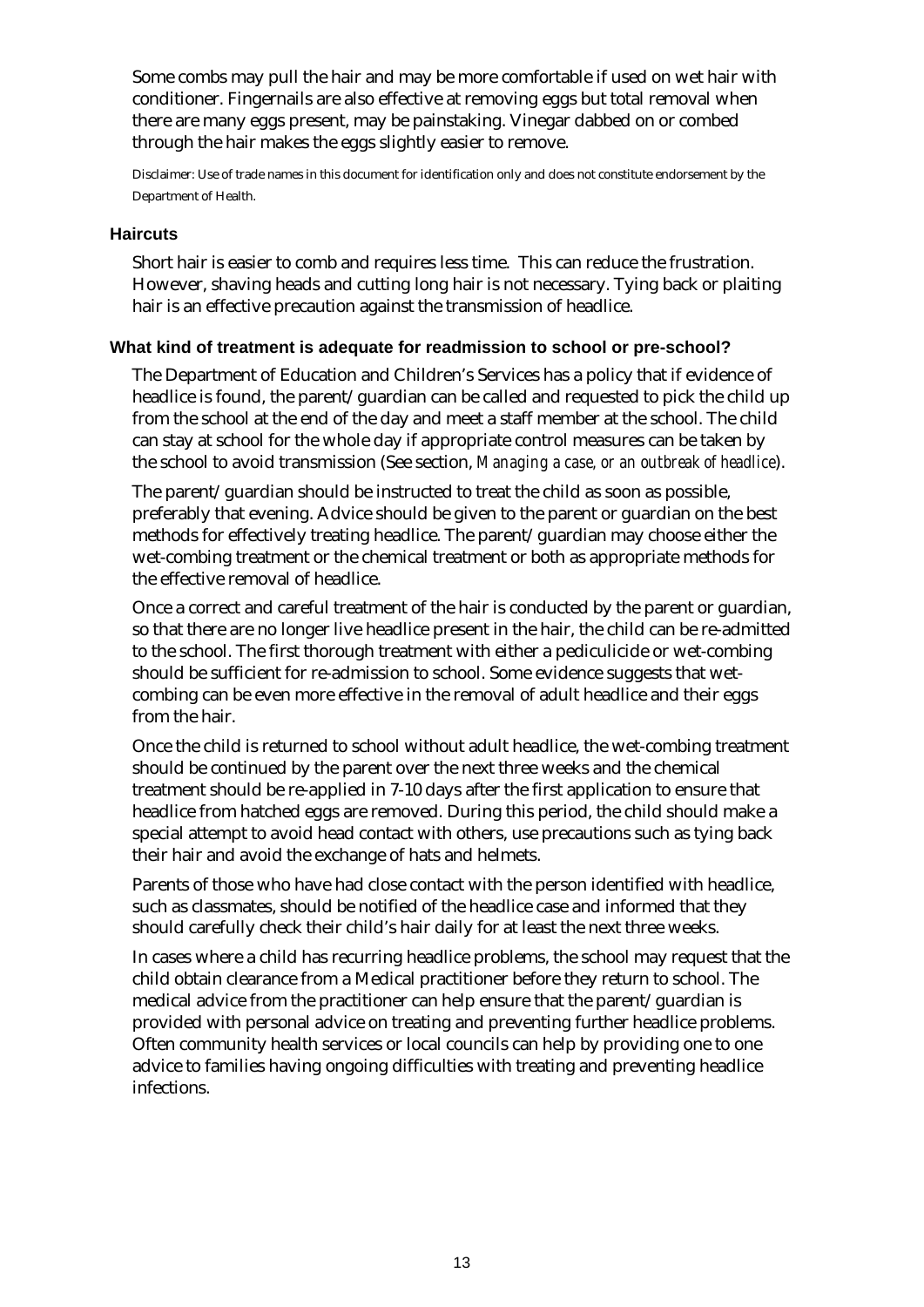Some combs may pull the hair and may be more comfortable if used on wet hair with conditioner. Fingernails are also effective at removing eggs but total removal when there are many eggs present, may be painstaking. Vinegar dabbed on or combed through the hair makes the eggs slightly easier to remove.

Disclaimer: Use of trade names in this document for identification only and does not constitute endorsement by the Department of Health.

### Haircuts

Short hair is easier to comb and requires less time. This can reduce the frustration. However, shaving heads and cutting long hair is not necessary. Tying back or plaiting hair is an effective precaution against the transmission of headlice.

### What kind of treatment is adequate for readmission to school or pre-school?

The Department of Education and Children's Services has a policy that if evidence of headlice is found, the parent/guardian can be called and requested to pick the child up from the school at the end of the day and meet a staff member at the school. The child can stay at school for the whole day if appropriate control measures can be taken by the school to avoid transmission (See section, *Managing a case, or an outbreak of headlice*).

The parent/guardian should be instructed to treat the child as soon as possible, preferably that evening. Advice should be given to the parent or guardian on the best methods for effectively treating headlice. The parent/guardian may choose either the wet-combing treatment or the chemical treatment or both as appropriate methods for the effective removal of headlice.

Once a correct and careful treatment of the hair is conducted by the parent or guardian, so that there are no longer live headlice present in the hair, the child can be re-admitted to the school. The first thorough treatment with either a pediculicide or wet-combing should be sufficient for re-admission to school. Some evidence suggests that wet-combing can be even more effective in the removal of adult headlice and their eggs from the hair.

Once the child is returned to school without adult headlice, the wet-combing treatment should be continued by the parent over the next three weeks and the chemical treatment should be re-applied in 7-10 days after the first application to ensure that headlice from hatched eggs are removed. During this period, the child should make a special attempt to avoid head contact with others, use precautions such as tying back their hair and avoid the exchange of hats and helmets.

Parents of those who have had close contact with the person identified with headlice, such as classmates, should be notified of the headlice case and informed that they should carefully check their child's hair daily for at least the next three weeks.

In cases where a child has recurring headlice problems, the school may request that the child obtain clearance from a Medical practitioner before they return to school. The medical advice from the practitioner can help ensure that the parent/guardian is provided with personal advice on treating and preventing further headlice problems. Often community health services or local councils can help by providing one to one advice to families having ongoing difficulties with treating and preventing headlice infections.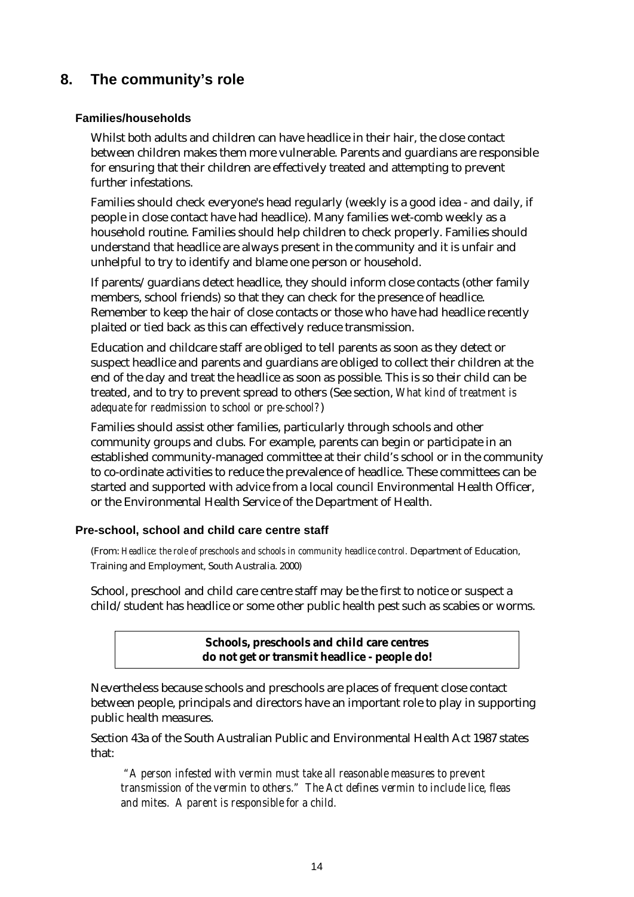## 8. The community's role

### Families/households

Whilst both adults and children can have headlice in their hair, the close contact between children makes them more vulnerable. Parents and guardians are responsible for ensuring that their children are effectively treated and attempting to prevent further infestations.

Families should check everyone's head regularly (weekly is a good idea - and daily, if people in close contact have had headlice). Many families wet-comb weekly as a household routine. Families should help children to check properly. Families should understand that headlice are always present in the community and it is unfair and unhelpful to try to identify and blame one person or household.

If parents/guardians detect headlice, they should inform close contacts (other family members, school friends) so that they can check for the presence of headlice. Remember to keep the hair of close contacts or those who have had headlice recently plaited or tied back as this can effectively reduce transmission.

Education and childcare staff are obliged to tell parents as soon as they detect or suspect headlice and parents and guardians are obliged to collect their children at the end of the day and treat the headlice as soon as possible. This is so their child can be treated, and to try to prevent spread to others (See section, *What kind of treatment is adequate for readmission to school or pre-school?*)

Families should assist other families, particularly through schools and other community groups and clubs. For example, parents can begin or participate in an established community-managed committee at their child's school or in the community to co-ordinate activities to reduce the prevalence of headlice. These committees can be started and supported with advice from a local council Environmental Health Officer, or the Environmental Health Service of the Department of Health.

### Pre-school, school and child care centre staff

(From: *Headlice: the role of preschools and schools in community headlice control.* Department of Education, Training and Employment, South Australia. 2000)

School, preschool and child care centre staff may be the first to notice or suspect a child/student has headlice or some other public health pest such as scabies or worms.

**Schools, preschools and child care centres do not get or transmit headlice - people do!**

Nevertheless because schools and preschools are places of frequent close contact between people, principals and directors have an important role to play in supporting public health measures.

Section 43a of the South Australian Public and Environmental Health Act 1987 states that:

> *"A person infested with vermin must take all reasonable measures to prevent transmission of the vermin to others." The Act defines vermin to include lice, fleas and mites. A parent is responsible for a child.*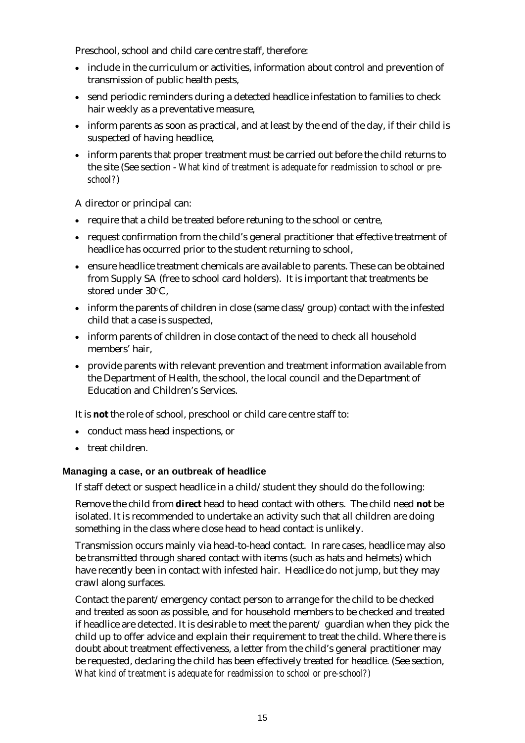Preschool, school and child care centre staff, therefore:

- include in the curriculum or activities, information about control and prevention of transmission of public health pests,
- send periodic reminders during a detected headlice infestation to families to check hair weekly as a preventative measure,
- inform parents as soon as practical, and at least by the end of the day, if their child is suspected of having headlice,
- inform parents that proper treatment must be carried out before the child returns to the site (See section - *What kind of treatment is adequate for readmission to school or pre-school?*)

A director or principal can:

- require that a child be treated before retuning to the school or centre,
- request confirmation from the child's general practitioner that effective treatment of headlice has occurred prior to the student returning to school,
- ensure headlice treatment chemicals are available to parents. These can be obtained from Supply SA (free to school card holders). It is important that treatments be stored under 30°C,
- inform the parents of children in close (same class/group) contact with the infested child that a case is suspected,
- inform parents of children in close contact of the need to check all household members' hair,
- provide parents with relevant prevention and treatment information available from the Department of Health, the school, the local council and the Department of Education and Children's Services.

It is **not** the role of school, preschool or child care centre staff to:

- conduct mass head inspections, or
- treat children.

#### Managing a case, or an outbreak of headlice

If staff detect or suspect headlice in a child/student they should do the following:

Remove the child from **direct** head to head contact with others. The child need **not** be isolated. It is recommended to undertake an activity such that all children are doing something in the class where close head to head contact is unlikely.

Transmission occurs mainly via head-to-head contact. In rare cases, headlice may also be transmitted through shared contact with items (such as hats and helmets) which have recently been in contact with infested hair. Headlice do not jump, but they may crawl along surfaces.

Contact the parent/emergency contact person to arrange for the child to be checked and treated as soon as possible, and for household members to be checked and treated if headlice are detected. It is desirable to meet the parent/ guardian when they pick the child up to offer advice and explain their requirement to treat the child. Where there is doubt about treatment effectiveness, a letter from the child's general practitioner may be requested, declaring the child has been effectively treated for headlice. (See section, *What kind of treatment is adequate for readmission to school or pre-school?*)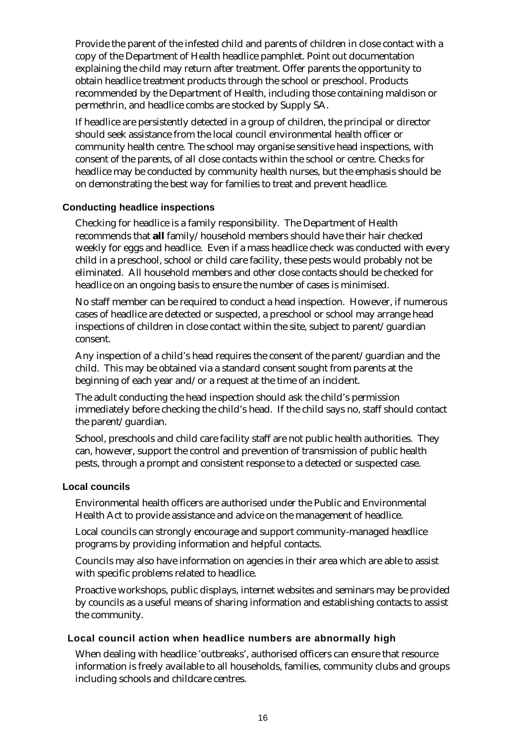Provide the parent of the infested child and parents of children in close contact with a copy of the Department of Health headlice pamphlet. Point out documentation explaining the child may return after treatment. Offer parents the opportunity to obtain headlice treatment products through the school or preschool. Products recommended by the Department of Health, including those containing maldison or permethrin, and headlice combs are stocked by Supply SA.

If headlice are persistently detected in a group of children, the principal or director should seek assistance from the local council environmental health officer or community health centre. The school may organise sensitive head inspections, with consent of the parents, of all close contacts within the school or centre. Checks for headlice may be conducted by community health nurses, but the emphasis should be on demonstrating the best way for families to treat and prevent headlice.

### Conducting headlice inspections

Checking for headlice is a family responsibility. The Department of Health recommends that **all** family/household members should have their hair checked weekly for eggs and headlice. Even if a mass headlice check was conducted with every child in a preschool, school or child care facility, these pests would probably not be eliminated. All household members and other close contacts should be checked for headlice on an ongoing basis to ensure the number of cases is minimised.

No staff member can be required to conduct a head inspection. However, if numerous cases of headlice are detected or suspected, a preschool or school may arrange head inspections of children in close contact within the site, subject to parent/guardian consent.

Any inspection of a child's head requires the consent of the parent/guardian and the child. This may be obtained via a standard consent sought from parents at the beginning of each year and/or a request at the time of an incident.

The adult conducting the head inspection should ask the child's permission immediately before checking the child's head. If the child says no, staff should contact the parent/guardian.

School, preschools and child care facility staff are not public health authorities. They can, however, support the control and prevention of transmission of public health pests, through a prompt and consistent response to a detected or suspected case.

### Local councils

Environmental health officers are authorised under the Public and Environmental Health Act to provide assistance and advice on the management of headlice.

Local councils can strongly encourage and support community-managed headlice programs by providing information and helpful contacts.

Councils may also have information on agencies in their area which are able to assist with specific problems related to headlice.

Proactive workshops, public displays, internet websites and seminars may be provided by councils as a useful means of sharing information and establishing contacts to assist the community.

### Local council action when headlice numbers are abnormally high

When dealing with headlice 'outbreaks', authorised officers can ensure that resource information is freely available to all households, families, community clubs and groups including schools and childcare centres.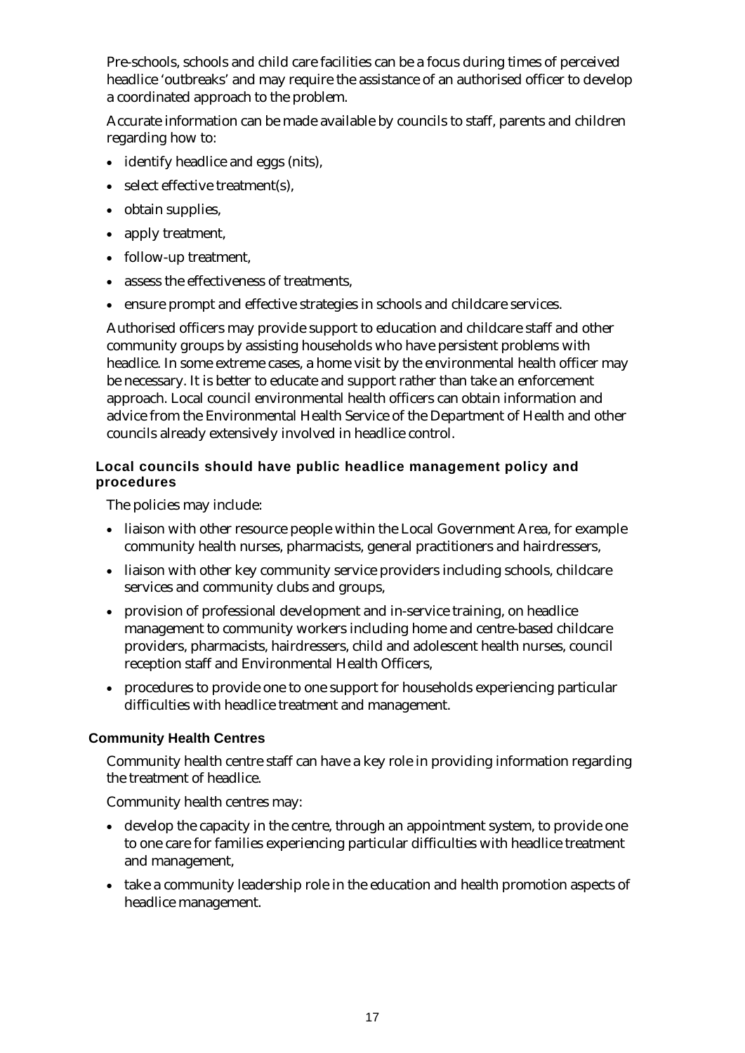Pre-schools, schools and child care facilities can be a focus during times of perceived headlice 'outbreaks' and may require the assistance of an authorised officer to develop a coordinated approach to the problem.

Accurate information can be made available by councils to staff, parents and children regarding how to:

- identify headlice and eggs (nits),
- select effective treatment(s),
- obtain supplies,
- apply treatment,
- follow-up treatment,
- assess the effectiveness of treatments,
- ensure prompt and effective strategies in schools and childcare services.

Authorised officers may provide support to education and childcare staff and other community groups by assisting households who have persistent problems with headlice. In some extreme cases, a home visit by the environmental health officer may be necessary. It is better to educate and support rather than take an enforcement approach. Local council environmental health officers can obtain information and advice from the Environmental Health Service of the Department of Health and other councils already extensively involved in headlice control.

#### Local councils should have public headlice management policy and procedures

The policies may include:

- liaison with other resource people within the Local Government Area, for example community health nurses, pharmacists, general practitioners and hairdressers,
- liaison with other key community service providers including schools, childcare services and community clubs and groups,
- provision of professional development and in-service training, on headlice management to community workers including home and centre-based childcare providers, pharmacists, hairdressers, child and adolescent health nurses, council reception staff and Environmental Health Officers,
- procedures to provide one to one support for households experiencing particular difficulties with headlice treatment and management.

### Community Health Centres

Community health centre staff can have a key role in providing information regarding the treatment of headlice.

Community health centres may:

- develop the capacity in the centre, through an appointment system, to provide one to one care for families experiencing particular difficulties with headlice treatment and management,
- take a community leadership role in the education and health promotion aspects of headlice management.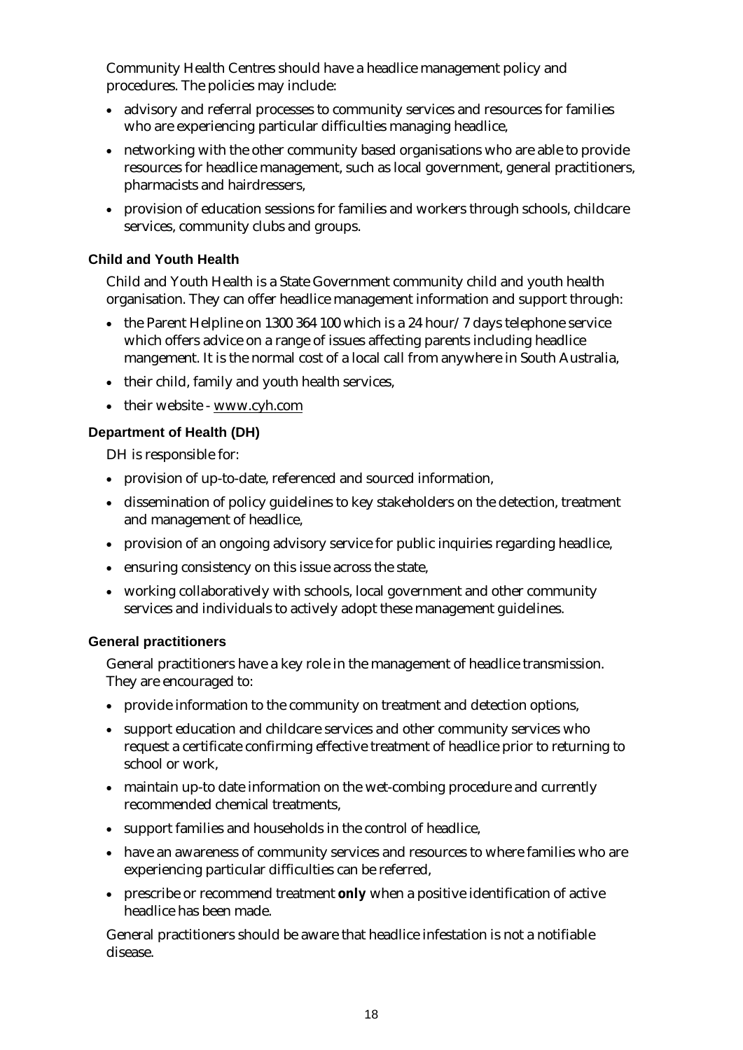Community Health Centres should have a headlice management policy and procedures. The policies may include:

- advisory and referral processes to community services and resources for families who are experiencing particular difficulties managing headlice,
- networking with the other community based organisations who are able to provide resources for headlice management, such as local government, general practitioners, pharmacists and hairdressers,
- provision of education sessions for families and workers through schools, childcare services, community clubs and groups.

### Child and Youth Health

Child and Youth Health is a State Government community child and youth health organisation. They can offer headlice management information and support through:

- the Parent Helpline on 1300 364 100 which is a 24 hour/7 days telephone service which offers advice on a range of issues affecting parents including headlice mangement. It is the normal cost of a local call from anywhere in South Australia,
- their child, family and youth health services,
- their website - www.cyh.com

### Department of Health (DH)

DH is responsible for:

- provision of up-to-date, referenced and sourced information,
- dissemination of policy guidelines to key stakeholders on the detection, treatment and management of headlice,
- provision of an ongoing advisory service for public inquiries regarding headlice,
- ensuring consistency on this issue across the state,
- working collaboratively with schools, local government and other community services and individuals to actively adopt these management guidelines.

### General practitioners

General practitioners have a key role in the management of headlice transmission. They are encouraged to:

- provide information to the community on treatment and detection options,
- support education and childcare services and other community services who request a certificate confirming effective treatment of headlice prior to returning to school or work,
- maintain up-to date information on the wet-combing procedure and currently recommended chemical treatments,
- support families and households in the control of headlice,
- have an awareness of community services and resources to where families who are experiencing particular difficulties can be referred,
- prescribe or recommend treatment **only** when a positive identification of active headlice has been made.

General practitioners should be aware that headlice infestation is not a notifiable disease.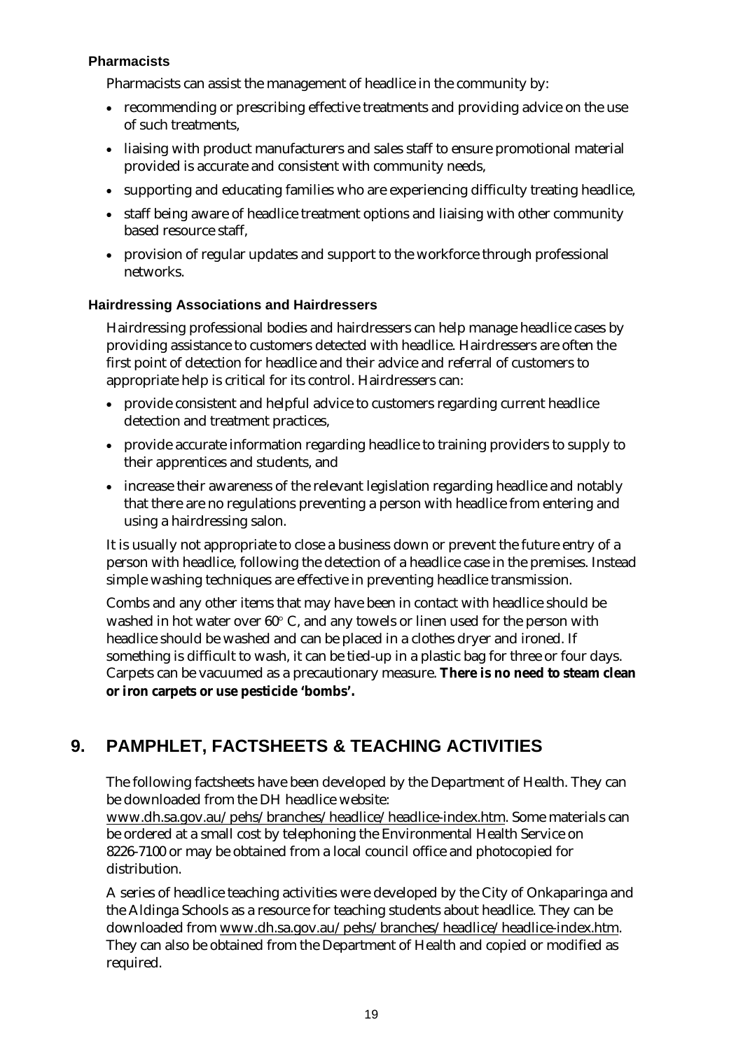### Pharmacists

Pharmacists can assist the management of headlice in the community by:

- recommending or prescribing effective treatments and providing advice on the use of such treatments,
- liaising with product manufacturers and sales staff to ensure promotional material provided is accurate and consistent with community needs,
- supporting and educating families who are experiencing difficulty treating headlice,
- staff being aware of headlice treatment options and liaising with other community based resource staff,
- provision of regular updates and support to the workforce through professional networks.

### Hairdressing Associations and Hairdressers

Hairdressing professional bodies and hairdressers can help manage headlice cases by providing assistance to customers detected with headlice. Hairdressers are often the first point of detection for headlice and their advice and referral of customers to appropriate help is critical for its control. Hairdressers can:

- provide consistent and helpful advice to customers regarding current headlice detection and treatment practices,
- provide accurate information regarding headlice to training providers to supply to their apprentices and students, and
- increase their awareness of the relevant legislation regarding headlice and notably that there are no regulations preventing a person with headlice from entering and using a hairdressing salon.

It is usually not appropriate to close a business down or prevent the future entry of a person with headlice, following the detection of a headlice case in the premises. Instead simple washing techniques are effective in preventing headlice transmission.

Combs and any other items that may have been in contact with headlice should be washed in hot water over 60° C, and any towels or linen used for the person with headlice should be washed and can be placed in a clothes dryer and ironed. If something is difficult to wash, it can be tied-up in a plastic bag for three or four days. Carpets can be vacuumed as a precautionary measure. **There is no need to steam clean or iron carpets or use pesticide 'bombs'.**

## 9. PAMPHLET, FACTSHEETS & TEACHING ACTIVITIES

The following factsheets have been developed by the Department of Health. They can be downloaded from the DH headlice website: www.dh.sa.gov.au/pehs/branches/headlice/headlice-index.htm. Some materials can be ordered at a small cost by telephoning the Environmental Health Service on 8226-7100 or may be obtained from a local council office and photocopied for distribution.

A series of headlice teaching activities were developed by the City of Onkaparinga and the Aldinga Schools as a resource for teaching students about headlice. They can be downloaded from www.dh.sa.gov.au/pehs/branches/headlice/headlice-index.htm. They can also be obtained from the Department of Health and copied or modified as required.